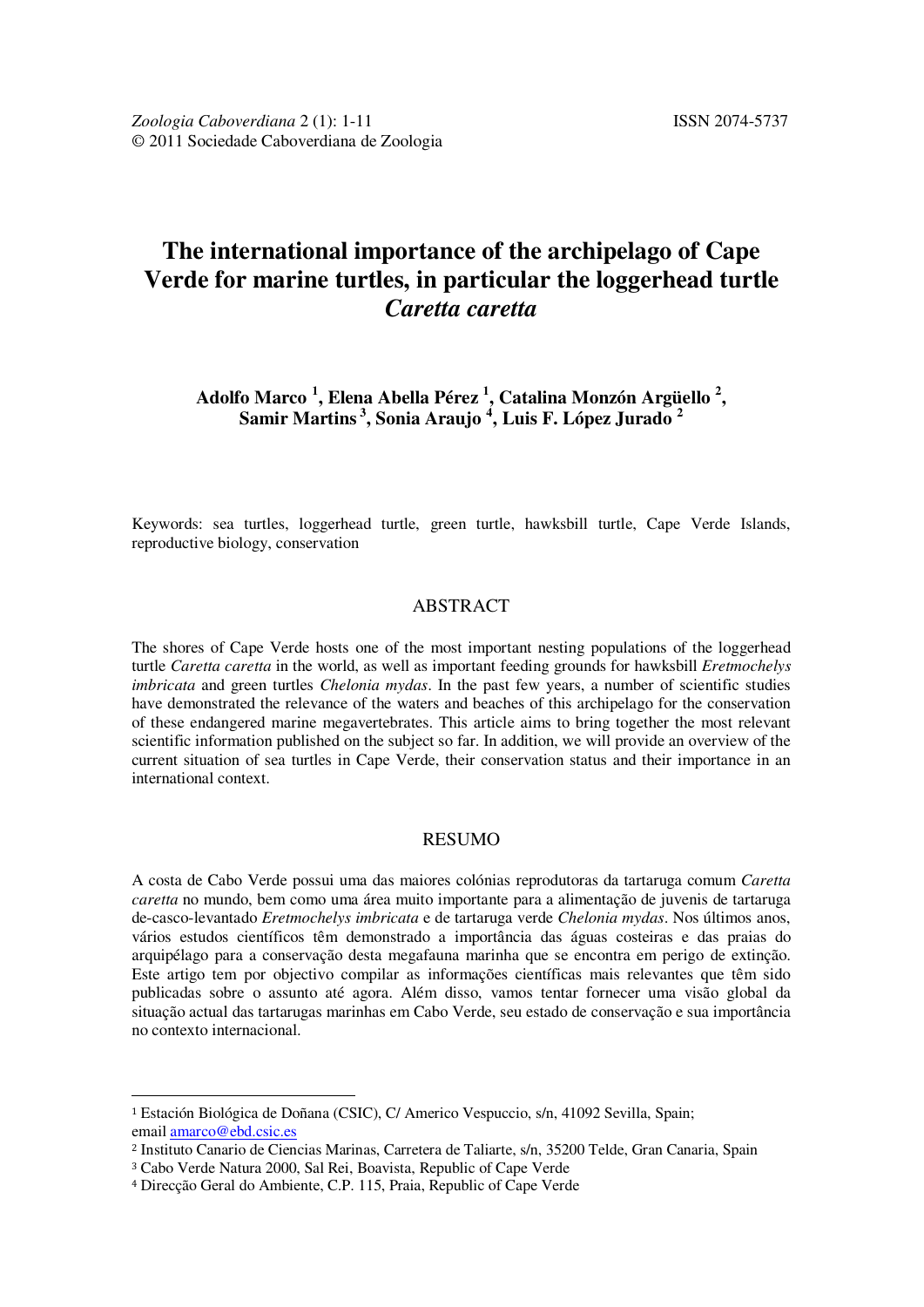Zoologia Caboverdiana 2 (1): 1-11 ISSN 2074-5737
© 2011 Sociedade Caboverdiana de Zoologia

# The international importance of the archipelago of Cape Verde for marine turtles, in particular the loggerhead turtle *Caretta caretta*

**Adolfo Marco [1], Elena Abella Pérez [1], Catalina Monzón Argüello [2], Samir Martins [3], Sonia Araujo [4], Luis F. López Jurado [2]**

Keywords: sea turtles, loggerhead turtle, green turtle, hawksbill turtle, Cape Verde Islands, reproductive biology, conservation

## ABSTRACT

The shores of Cape Verde hosts one of the most important nesting populations of the loggerhead turtle *Caretta caretta* in the world, as well as important feeding grounds for hawksbill *Eretmochelys imbricata* and green turtles *Chelonia mydas*. In the past few years, a number of scientific studies have demonstrated the relevance of the waters and beaches of this archipelago for the conservation of these endangered marine megavertebrates. This article aims to bring together the most relevant scientific information published on the subject so far. In addition, we will provide an overview of the current situation of sea turtles in Cape Verde, their conservation status and their importance in an international context.

## RESUMO

A costa de Cabo Verde possui uma das maiores colónias reprodutoras da tartaruga comum *Caretta caretta* no mundo, bem como uma área muito importante para a alimentação de juvenis de tartaruga de-casco-levantado *Eretmochelys imbricata* e de tartaruga verde *Chelonia mydas*. Nos últimos anos, vários estudos científicos têm demonstrado a importância das águas costeiras e das praias do arquipélago para a conservação desta megafauna marinha que se encontra em perigo de extinção. Este artigo tem por objectivo compilar as informações científicas mais relevantes que têm sido publicadas sobre o assunto até agora. Além disso, vamos tentar fornecer uma visão global da situação actual das tartarugas marinhas em Cabo Verde, seu estado de conservação e sua importância no contexto internacional.

---

[1] Estación Biológica de Doñana (CSIC), C/ Americo Vespuccio, s/n, 41092 Sevilla, Spain; email amarco@ebd.csic.es

[2] Instituto Canario de Ciencias Marinas, Carretera de Taliarte, s/n, 35200 Telde, Gran Canaria, Spain

[3] Cabo Verde Natura 2000, Sal Rei, Boavista, Republic of Cape Verde

[4] Direcção Geral do Ambiente, C.P. 115, Praia, Republic of Cape Verde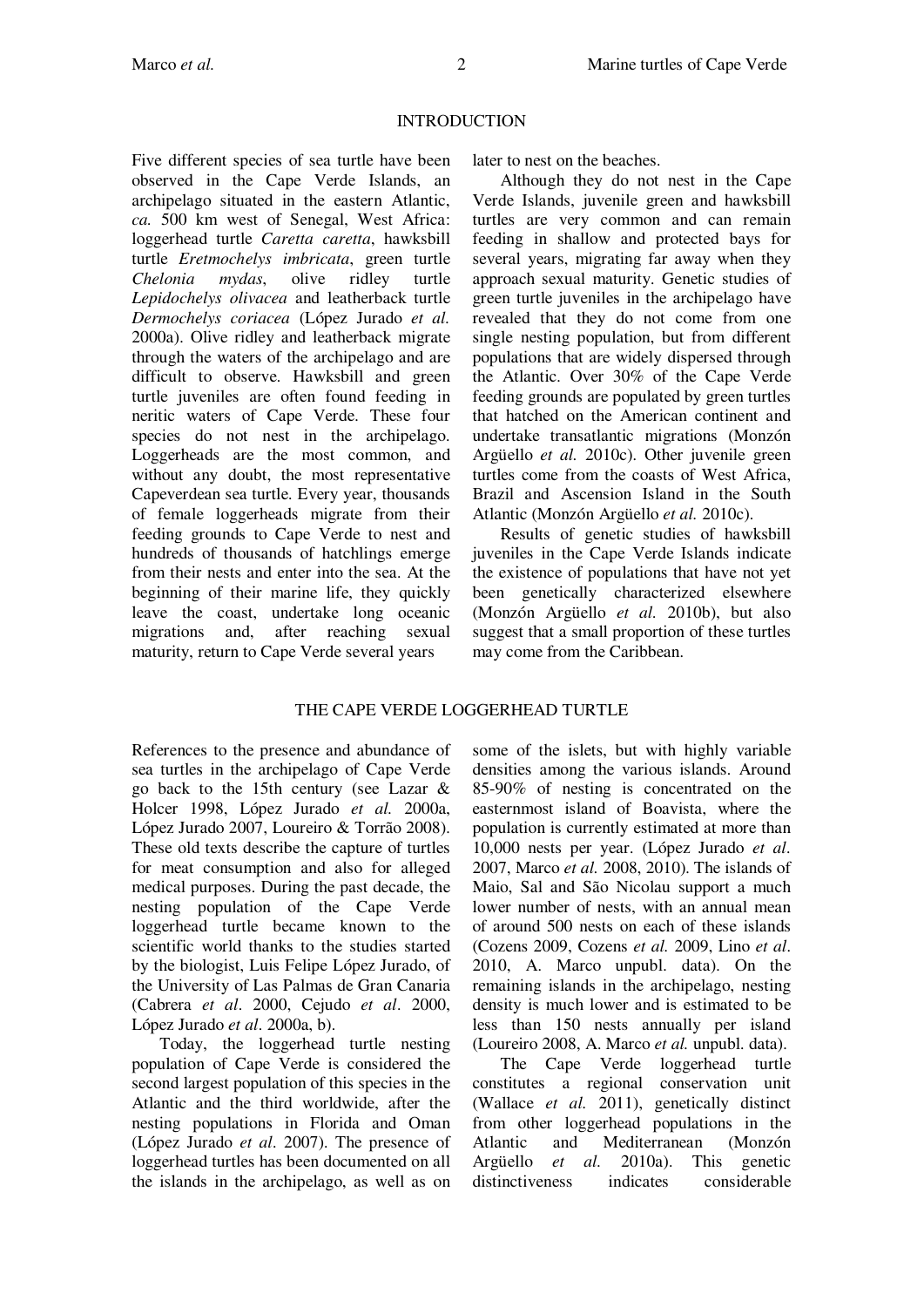## INTRODUCTION

Five different species of sea turtle have been observed in the Cape Verde Islands, an archipelago situated in the eastern Atlantic, *ca.* 500 km west of Senegal, West Africa: loggerhead turtle *Caretta caretta*, hawksbill turtle *Eretmochelys imbricata*, green turtle *Chelonia mydas*, olive ridley turtle *Lepidochelys olivacea* and leatherback turtle *Dermochelys coriacea* (López Jurado *et al.* 2000a). Olive ridley and leatherback migrate through the waters of the archipelago and are difficult to observe. Hawksbill and green turtle juveniles are often found feeding in neritic waters of Cape Verde. These four species do not nest in the archipelago. Loggerheads are the most common, and without any doubt, the most representative Capeverdean sea turtle. Every year, thousands of female loggerheads migrate from their feeding grounds to Cape Verde to nest and hundreds of thousands of hatchlings emerge from their nests and enter into the sea. At the beginning of their marine life, they quickly leave the coast, undertake long oceanic migrations and, after reaching sexual maturity, return to Cape Verde several years later to nest on the beaches.

Although they do not nest in the Cape Verde Islands, juvenile green and hawksbill turtles are very common and can remain feeding in shallow and protected bays for several years, migrating far away when they approach sexual maturity. Genetic studies of green turtle juveniles in the archipelago have revealed that they do not come from one single nesting population, but from different populations that are widely dispersed through the Atlantic. Over 30% of the Cape Verde feeding grounds are populated by green turtles that hatched on the American continent and undertake transatlantic migrations (Monzón Argüello *et al.* 2010c). Other juvenile green turtles come from the coasts of West Africa, Brazil and Ascension Island in the South Atlantic (Monzón Argüello *et al.* 2010c).

Results of genetic studies of hawksbill juveniles in the Cape Verde Islands indicate the existence of populations that have not yet been genetically characterized elsewhere (Monzón Argüello *et al.* 2010b), but also suggest that a small proportion of these turtles may come from the Caribbean.

## THE CAPE VERDE LOGGERHEAD TURTLE

References to the presence and abundance of sea turtles in the archipelago of Cape Verde go back to the 15th century (see Lazar & Holcer 1998, López Jurado *et al.* 2000a, López Jurado 2007, Loureiro & Torrão 2008). These old texts describe the capture of turtles for meat consumption and also for alleged medical purposes. During the past decade, the nesting population of the Cape Verde loggerhead turtle became known to the scientific world thanks to the studies started by the biologist, Luis Felipe López Jurado, of the University of Las Palmas de Gran Canaria (Cabrera *et al*. 2000, Cejudo *et al*. 2000, López Jurado *et al*. 2000a, b).

Today, the loggerhead turtle nesting population of Cape Verde is considered the second largest population of this species in the Atlantic and the third worldwide, after the nesting populations in Florida and Oman (López Jurado *et al*. 2007). The presence of loggerhead turtles has been documented on all the islands in the archipelago, as well as on some of the islets, but with highly variable densities among the various islands. Around 85-90% of nesting is concentrated on the easternmost island of Boavista, where the population is currently estimated at more than 10,000 nests per year. (López Jurado *et al*. 2007, Marco *et al.* 2008, 2010). The islands of Maio, Sal and São Nicolau support a much lower number of nests, with an annual mean of around 500 nests on each of these islands (Cozens 2009, Cozens *et al.* 2009, Lino *et al*. 2010, A. Marco unpubl. data). On the remaining islands in the archipelago, nesting density is much lower and is estimated to be less than 150 nests annually per island (Loureiro 2008, A. Marco *et al.* unpubl. data).

The Cape Verde loggerhead turtle constitutes a regional conservation unit (Wallace *et al.* 2011), genetically distinct from other loggerhead populations in the Atlantic and Mediterranean (Monzón Argüello *et al.* 2010a). This genetic distinctiveness indicates considerable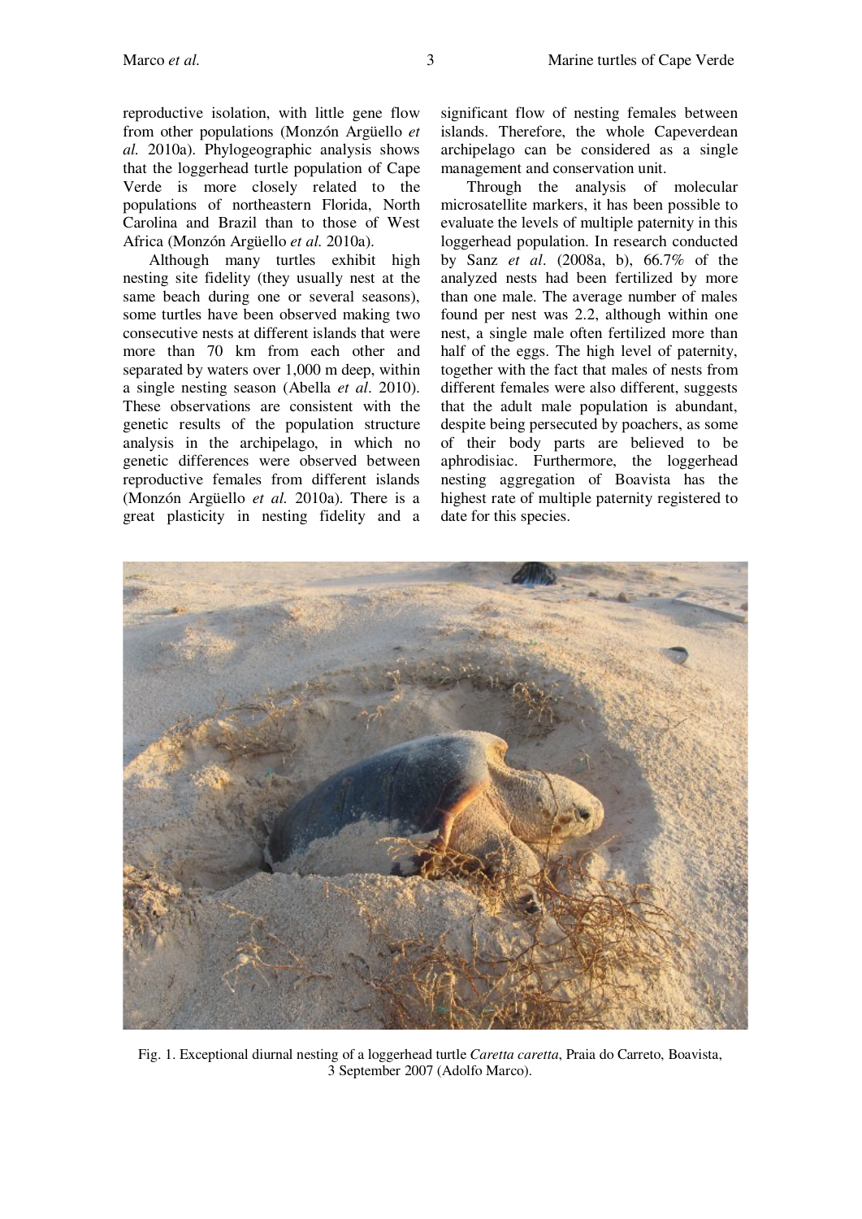reproductive isolation, with little gene flow from other populations (Monzón Argüello *et al.* 2010a). Phylogeographic analysis shows that the loggerhead turtle population of Cape Verde is more closely related to the populations of northeastern Florida, North Carolina and Brazil than to those of West Africa (Monzón Argüello *et al.* 2010a).

Although many turtles exhibit high nesting site fidelity (they usually nest at the same beach during one or several seasons), some turtles have been observed making two consecutive nests at different islands that were more than 70 km from each other and separated by waters over 1,000 m deep, within a single nesting season (Abella *et al*. 2010). These observations are consistent with the genetic results of the population structure analysis in the archipelago, in which no genetic differences were observed between reproductive females from different islands (Monzón Argüello *et al.* 2010a). There is a great plasticity in nesting fidelity and a significant flow of nesting females between islands. Therefore, the whole Capeverdean archipelago can be considered as a single management and conservation unit.

Through the analysis of molecular microsatellite markers, it has been possible to evaluate the levels of multiple paternity in this loggerhead population. In research conducted by Sanz *et al*. (2008a, b), 66.7% of the analyzed nests had been fertilized by more than one male. The average number of males found per nest was 2.2, although within one nest, a single male often fertilized more than half of the eggs. The high level of paternity, together with the fact that males of nests from different females were also different, suggests that the adult male population is abundant, despite being persecuted by poachers, as some of their body parts are believed to be aphrodisiac. Furthermore, the loggerhead nesting aggregation of Boavista has the highest rate of multiple paternity registered to date for this species.

Fig. 1. Exceptional diurnal nesting of a loggerhead turtle *Caretta caretta*, Praia do Carreto, Boavista, 3 September 2007 (Adolfo Marco).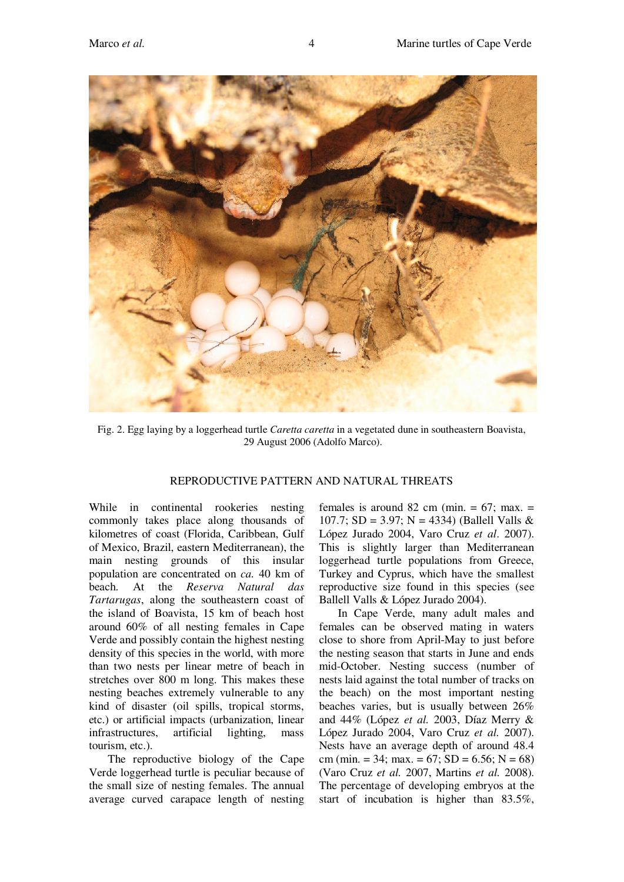Fig. 2. Egg laying by a loggerhead turtle *Caretta caretta* in a vegetated dune in southeastern Boavista, 29 August 2006 (Adolfo Marco).

## REPRODUCTIVE PATTERN AND NATURAL THREATS

While in continental rookeries nesting commonly takes place along thousands of kilometres of coast (Florida, Caribbean, Gulf of Mexico, Brazil, eastern Mediterranean), the main nesting grounds of this insular population are concentrated on *ca.* 40 km of beach. At the *Reserva Natural das Tartarugas*, along the southeastern coast of the island of Boavista, 15 km of beach host around 60% of all nesting females in Cape Verde and possibly contain the highest nesting density of this species in the world, with more than two nests per linear metre of beach in stretches over 800 m long. This makes these nesting beaches extremely vulnerable to any kind of disaster (oil spills, tropical storms, etc.) or artificial impacts (urbanization, linear infrastructures, artificial lighting, mass tourism, etc.).

The reproductive biology of the Cape Verde loggerhead turtle is peculiar because of the small size of nesting females. The annual average curved carapace length of nesting females is around 82 cm (min. = 67; max. = 107.7; SD = 3.97; N = 4334) (Ballell Valls & López Jurado 2004, Varo Cruz *et al*. 2007). This is slightly larger than Mediterranean loggerhead turtle populations from Greece, Turkey and Cyprus, which have the smallest reproductive size found in this species (see Ballell Valls & López Jurado 2004).

In Cape Verde, many adult males and females can be observed mating in waters close to shore from April-May to just before the nesting season that starts in June and ends mid-October. Nesting success (number of nests laid against the total number of tracks on the beach) on the most important nesting beaches varies, but is usually between 26% and 44% (López *et al.* 2003, Díaz Merry & López Jurado 2004, Varo Cruz *et al.* 2007). Nests have an average depth of around 48.4 cm (min. = 34; max. = 67; SD = 6.56; N = 68) (Varo Cruz *et al.* 2007, Martins *et al.* 2008). The percentage of developing embryos at the start of incubation is higher than 83.5%,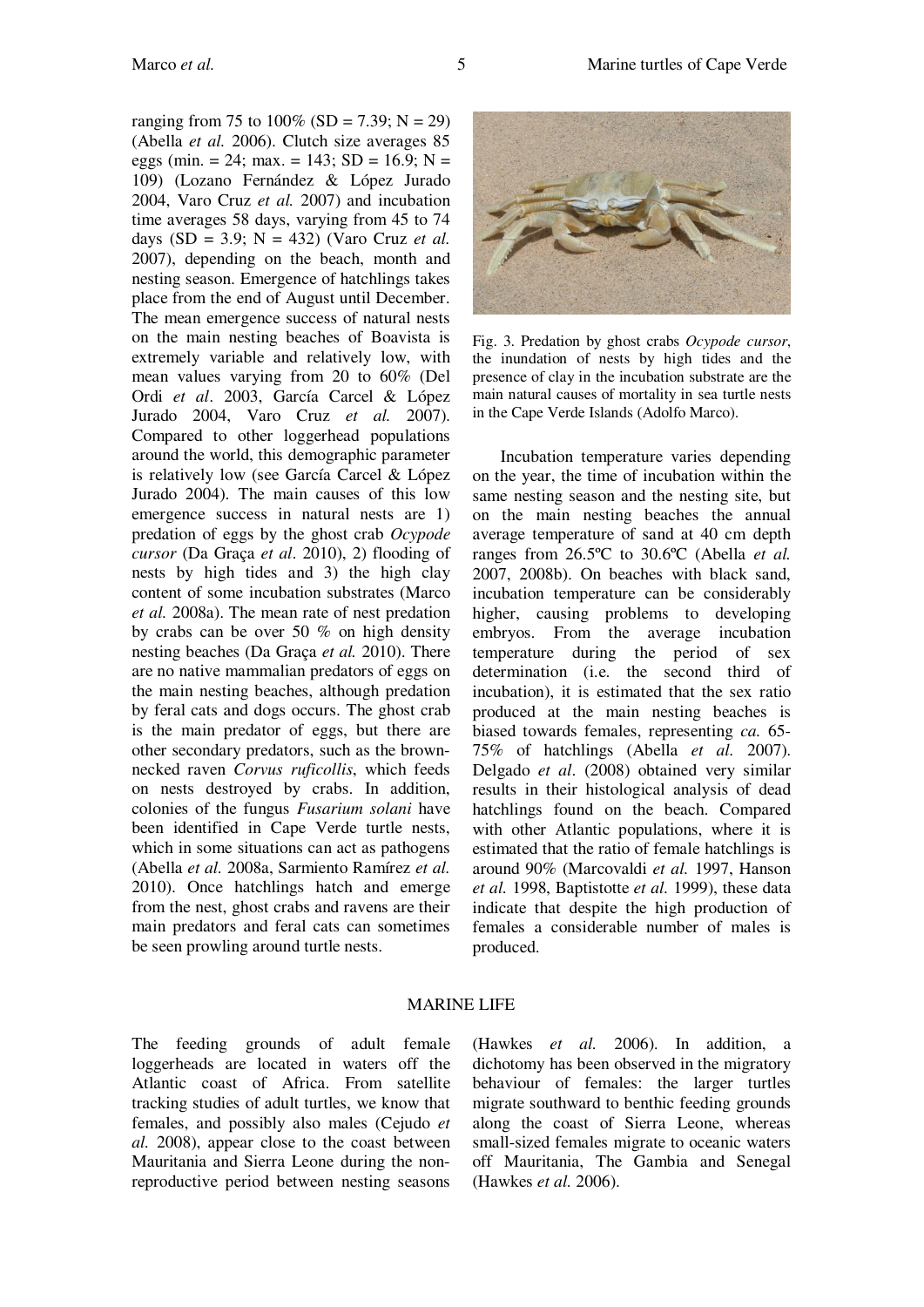ranging from 75 to 100% (SD = 7.39; N = 29) (Abella *et al.* 2006). Clutch size averages 85 eggs (min. = 24; max. = 143; SD = 16.9; N = 109) (Lozano Fernández & López Jurado 2004, Varo Cruz *et al.* 2007) and incubation time averages 58 days, varying from 45 to 74 days (SD = 3.9; N = 432) (Varo Cruz *et al.* 2007), depending on the beach, month and nesting season. Emergence of hatchlings takes place from the end of August until December. The mean emergence success of natural nests on the main nesting beaches of Boavista is extremely variable and relatively low, with mean values varying from 20 to 60% (Del Ordi *et al*. 2003, García Carcel & López Jurado 2004, Varo Cruz *et al.* 2007). Compared to other loggerhead populations around the world, this demographic parameter is relatively low (see García Carcel & López Jurado 2004). The main causes of this low emergence success in natural nests are 1) predation of eggs by the ghost crab *Ocypode cursor* (Da Graça *et al*. 2010), 2) flooding of nests by high tides and 3) the high clay content of some incubation substrates (Marco *et al.* 2008a). The mean rate of nest predation by crabs can be over 50 % on high density nesting beaches (Da Graça *et al.* 2010). There are no native mammalian predators of eggs on the main nesting beaches, although predation by feral cats and dogs occurs. The ghost crab is the main predator of eggs, but there are other secondary predators, such as the brown-necked raven *Corvus ruficollis*, which feeds on nests destroyed by crabs. In addition, colonies of the fungus *Fusarium solani* have been identified in Cape Verde turtle nests, which in some situations can act as pathogens (Abella *et al.* 2008a, Sarmiento Ramírez *et al.* 2010). Once hatchlings hatch and emerge from the nest, ghost crabs and ravens are their main predators and feral cats can sometimes be seen prowling around turtle nests.

Fig. 3. Predation by ghost crabs *Ocypode cursor*, the inundation of nests by high tides and the presence of clay in the incubation substrate are the main natural causes of mortality in sea turtle nests in the Cape Verde Islands (Adolfo Marco).

Incubation temperature varies depending on the year, the time of incubation within the same nesting season and the nesting site, but on the main nesting beaches the annual average temperature of sand at 40 cm depth ranges from 26.5ºC to 30.6ºC (Abella *et al.* 2007, 2008b). On beaches with black sand, incubation temperature can be considerably higher, causing problems to developing embryos. From the average incubation temperature during the period of sex determination (i.e. the second third of incubation), it is estimated that the sex ratio produced at the main nesting beaches is biased towards females, representing *ca.* 65-75% of hatchlings (Abella *et al.* 2007). Delgado *et al*. (2008) obtained very similar results in their histological analysis of dead hatchlings found on the beach. Compared with other Atlantic populations, where it is estimated that the ratio of female hatchlings is around 90% (Marcovaldi *et al.* 1997, Hanson *et al.* 1998, Baptistotte *et al.* 1999), these data indicate that despite the high production of females a considerable number of males is produced.

## MARINE LIFE

The feeding grounds of adult female loggerheads are located in waters off the Atlantic coast of Africa. From satellite tracking studies of adult turtles, we know that females, and possibly also males (Cejudo *et al.* 2008), appear close to the coast between Mauritania and Sierra Leone during the non-reproductive period between nesting seasons (Hawkes *et al.* 2006). In addition, a dichotomy has been observed in the migratory behaviour of females: the larger turtles migrate southward to benthic feeding grounds along the coast of Sierra Leone, whereas small-sized females migrate to oceanic waters off Mauritania, The Gambia and Senegal (Hawkes *et al.* 2006).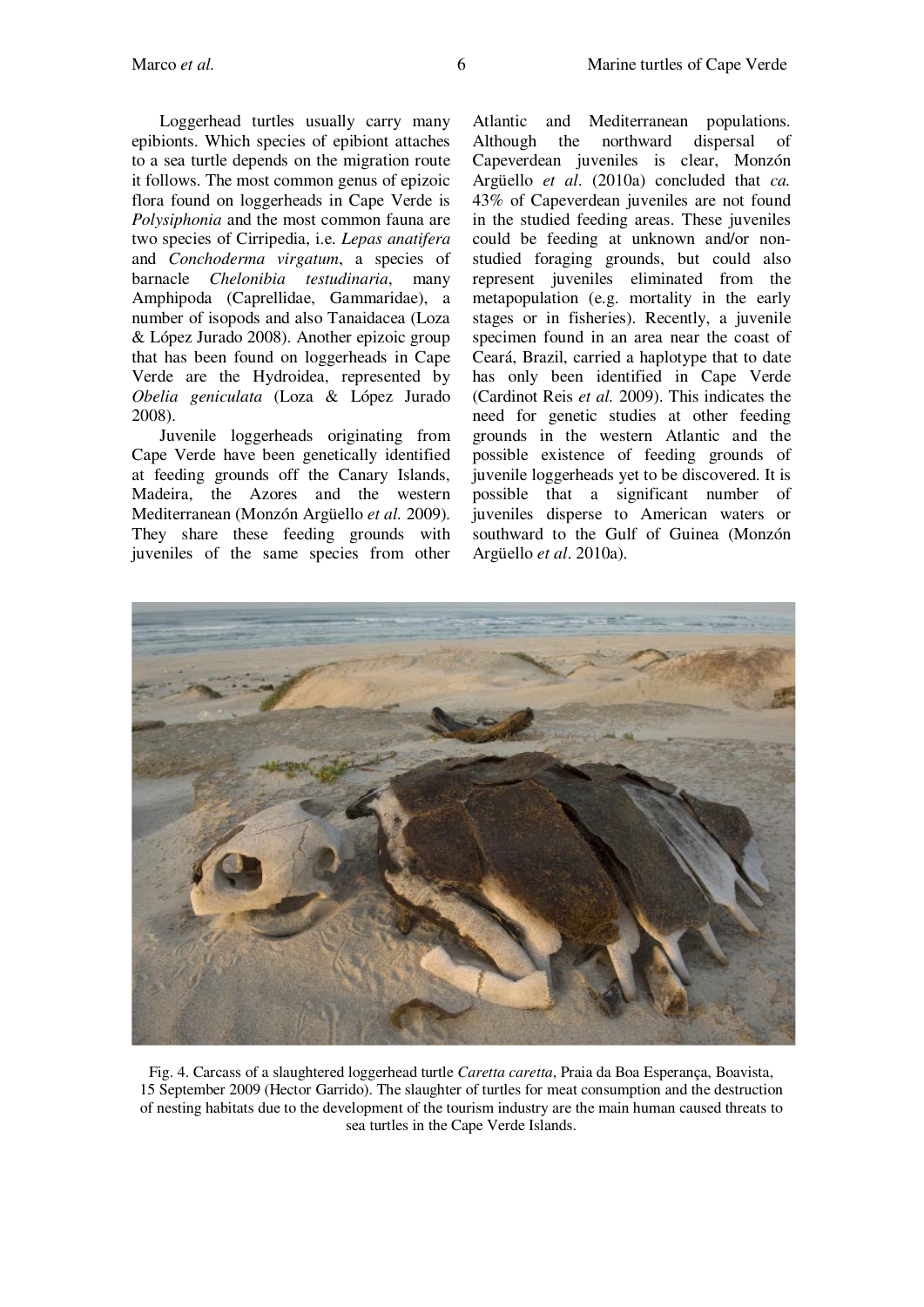Loggerhead turtles usually carry many epibionts. Which species of epibiont attaches to a sea turtle depends on the migration route it follows. The most common genus of epizoic flora found on loggerheads in Cape Verde is *Polysiphonia* and the most common fauna are two species of Cirripedia, i.e. *Lepas anatifera* and *Conchoderma virgatum*, a species of barnacle *Chelonibia testudinaria*, many Amphipoda (Caprellidae, Gammaridae), a number of isopods and also Tanaidacea (Loza & López Jurado 2008). Another epizoic group that has been found on loggerheads in Cape Verde are the Hydroidea, represented by *Obelia geniculata* (Loza & López Jurado 2008).

Juvenile loggerheads originating from Cape Verde have been genetically identified at feeding grounds off the Canary Islands, Madeira, the Azores and the western Mediterranean (Monzón Argüello *et al.* 2009). They share these feeding grounds with juveniles of the same species from other Atlantic and Mediterranean populations. Although the northward dispersal of Capeverdean juveniles is clear, Monzón Argüello *et al*. (2010a) concluded that *ca.* 43% of Capeverdean juveniles are not found in the studied feeding areas. These juveniles could be feeding at unknown and/or non-studied foraging grounds, but could also represent juveniles eliminated from the metapopulation (e.g. mortality in the early stages or in fisheries). Recently, a juvenile specimen found in an area near the coast of Ceará, Brazil, carried a haplotype that to date has only been identified in Cape Verde (Cardinot Reis *et al.* 2009). This indicates the need for genetic studies at other feeding grounds in the western Atlantic and the possible existence of feeding grounds of juvenile loggerheads yet to be discovered. It is possible that a significant number of juveniles disperse to American waters or southward to the Gulf of Guinea (Monzón Argüello *et al*. 2010a).

Fig. 4. Carcass of a slaughtered loggerhead turtle *Caretta caretta*, Praia da Boa Esperança, Boavista, 15 September 2009 (Hector Garrido). The slaughter of turtles for meat consumption and the destruction of nesting habitats due to the development of the tourism industry are the main human caused threats to sea turtles in the Cape Verde Islands.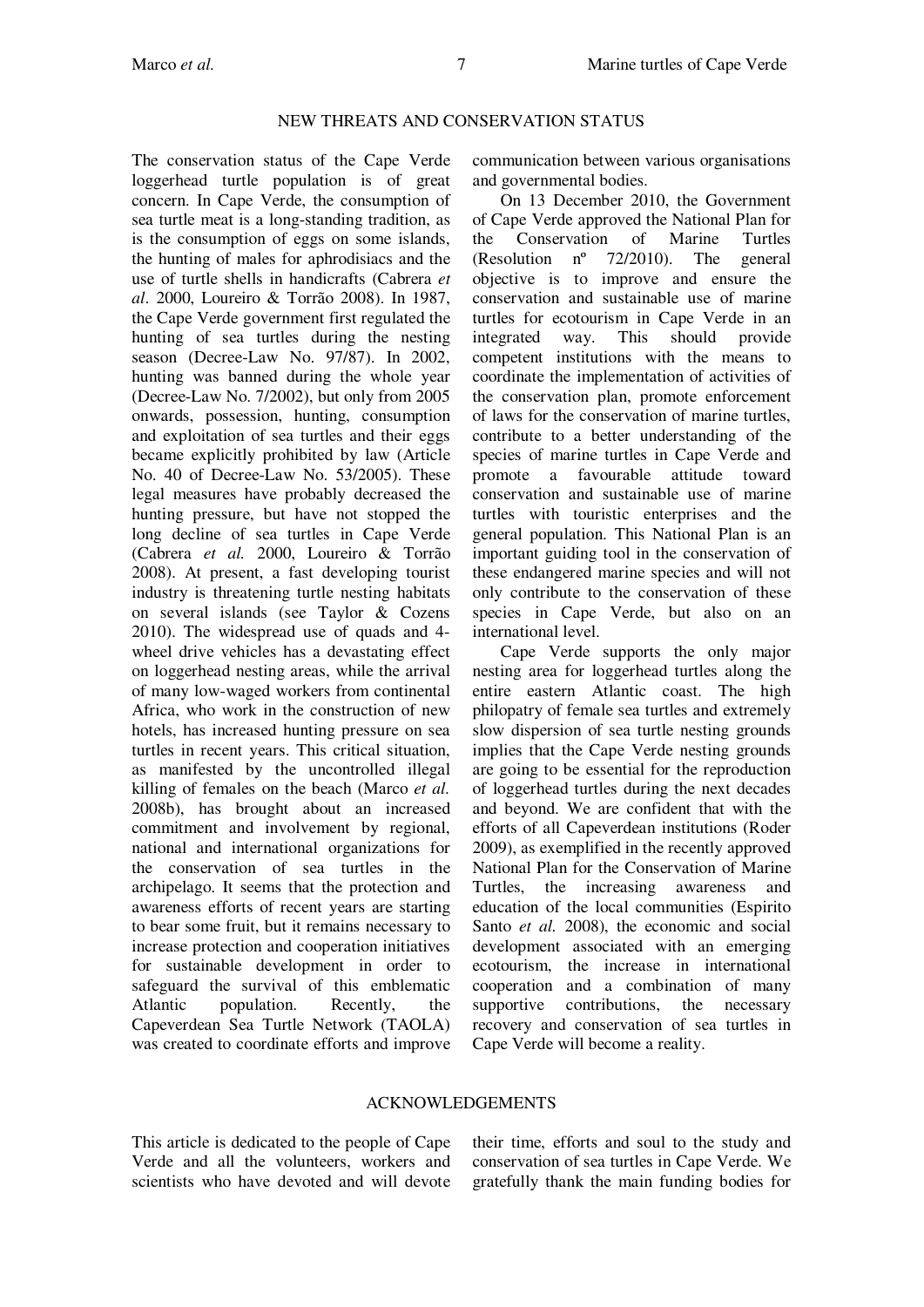## NEW THREATS AND CONSERVATION STATUS

The conservation status of the Cape Verde loggerhead turtle population is of great concern. In Cape Verde, the consumption of sea turtle meat is a long-standing tradition, as is the consumption of eggs on some islands, the hunting of males for aphrodisiacs and the use of turtle shells in handicrafts (Cabrera *et al*. 2000, Loureiro & Torrão 2008). In 1987, the Cape Verde government first regulated the hunting of sea turtles during the nesting season (Decree-Law No. 97/87). In 2002, hunting was banned during the whole year (Decree-Law No. 7/2002), but only from 2005 onwards, possession, hunting, consumption and exploitation of sea turtles and their eggs became explicitly prohibited by law (Article No. 40 of Decree-Law No. 53/2005). These legal measures have probably decreased the hunting pressure, but have not stopped the long decline of sea turtles in Cape Verde (Cabrera *et al.* 2000, Loureiro & Torrão 2008). At present, a fast developing tourist industry is threatening turtle nesting habitats on several islands (see Taylor & Cozens 2010). The widespread use of quads and 4-wheel drive vehicles has a devastating effect on loggerhead nesting areas, while the arrival of many low-waged workers from continental Africa, who work in the construction of new hotels, has increased hunting pressure on sea turtles in recent years. This critical situation, as manifested by the uncontrolled illegal killing of females on the beach (Marco *et al.* 2008b), has brought about an increased commitment and involvement by regional, national and international organizations for the conservation of sea turtles in the archipelago. It seems that the protection and awareness efforts of recent years are starting to bear some fruit, but it remains necessary to increase protection and cooperation initiatives for sustainable development in order to safeguard the survival of this emblematic Atlantic population. Recently, the Capeverdean Sea Turtle Network (TAOLA) was created to coordinate efforts and improve communication between various organisations and governmental bodies.

On 13 December 2010, the Government of Cape Verde approved the National Plan for the Conservation of Marine Turtles (Resolution nº 72/2010). The general objective is to improve and ensure the conservation and sustainable use of marine turtles for ecotourism in Cape Verde in an integrated way. This should provide competent institutions with the means to coordinate the implementation of activities of the conservation plan, promote enforcement of laws for the conservation of marine turtles, contribute to a better understanding of the species of marine turtles in Cape Verde and promote a favourable attitude toward conservation and sustainable use of marine turtles with touristic enterprises and the general population. This National Plan is an important guiding tool in the conservation of these endangered marine species and will not only contribute to the conservation of these species in Cape Verde, but also on an international level.

Cape Verde supports the only major nesting area for loggerhead turtles along the entire eastern Atlantic coast. The high philopatry of female sea turtles and extremely slow dispersion of sea turtle nesting grounds implies that the Cape Verde nesting grounds are going to be essential for the reproduction of loggerhead turtles during the next decades and beyond. We are confident that with the efforts of all Capeverdean institutions (Roder 2009), as exemplified in the recently approved National Plan for the Conservation of Marine Turtles, the increasing awareness and education of the local communities (Espirito Santo *et al.* 2008), the economic and social development associated with an emerging ecotourism, the increase in international cooperation and a combination of many supportive contributions, the necessary recovery and conservation of sea turtles in Cape Verde will become a reality.

## ACKNOWLEDGEMENTS

This article is dedicated to the people of Cape Verde and all the volunteers, workers and scientists who have devoted and will devote their time, efforts and soul to the study and conservation of sea turtles in Cape Verde. We gratefully thank the main funding bodies for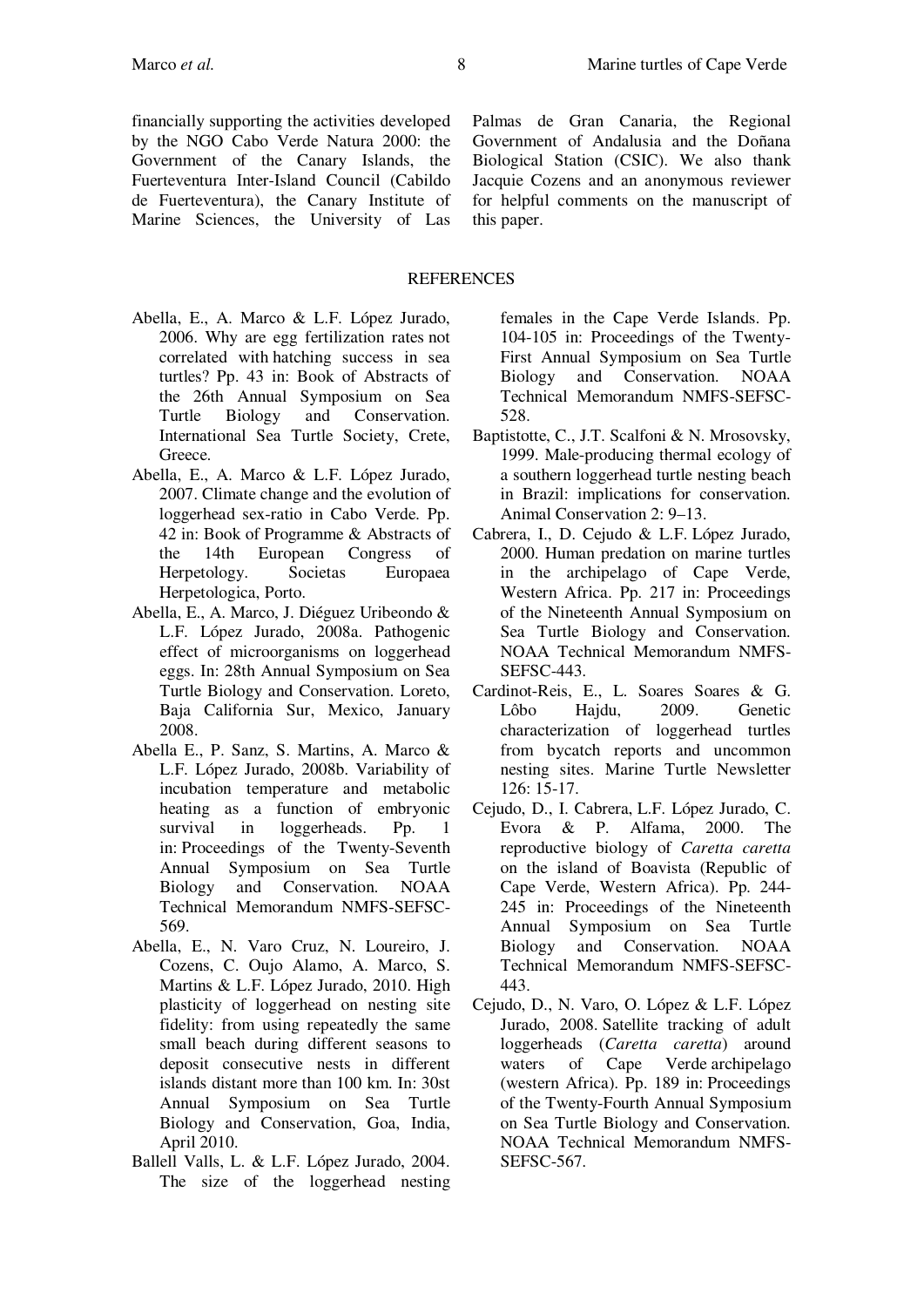financially supporting the activities developed by the NGO Cabo Verde Natura 2000: the Government of the Canary Islands, the Fuerteventura Inter-Island Council (Cabildo de Fuerteventura), the Canary Institute of Marine Sciences, the University of Las Palmas de Gran Canaria, the Regional Government of Andalusia and the Doñana Biological Station (CSIC). We also thank Jacquie Cozens and an anonymous reviewer for helpful comments on the manuscript of this paper.

## REFERENCES

Abella, E., A. Marco & L.F. López Jurado, 2006. Why are egg fertilization rates not correlated with hatching success in sea turtles? Pp. 43 in: Book of Abstracts of the 26th Annual Symposium on Sea Turtle Biology and Conservation. International Sea Turtle Society, Crete, Greece.

Abella, E., A. Marco & L.F. López Jurado, 2007. Climate change and the evolution of loggerhead sex-ratio in Cabo Verde. Pp. 42 in: Book of Programme & Abstracts of the 14th European Congress of Herpetology. Societas Europaea Herpetologica, Porto.

Abella, E., A. Marco, J. Diéguez Uribeondo & L.F. López Jurado, 2008a. Pathogenic effect of microorganisms on loggerhead eggs. In: 28th Annual Symposium on Sea Turtle Biology and Conservation. Loreto, Baja California Sur, Mexico, January 2008.

Abella E., P. Sanz, S. Martins, A. Marco & L.F. López Jurado, 2008b. Variability of incubation temperature and metabolic heating as a function of embryonic survival in loggerheads. Pp. 1 in: Proceedings of the Twenty-Seventh Annual Symposium on Sea Turtle Biology and Conservation. NOAA Technical Memorandum NMFS-SEFSC-569.

Abella, E., N. Varo Cruz, N. Loureiro, J. Cozens, C. Oujo Alamo, A. Marco, S. Martins & L.F. López Jurado, 2010. High plasticity of loggerhead on nesting site fidelity: from using repeatedly the same small beach during different seasons to deposit consecutive nests in different islands distant more than 100 km. In: 30st Annual Symposium on Sea Turtle Biology and Conservation, Goa, India, April 2010.

Ballell Valls, L. & L.F. López Jurado, 2004. The size of the loggerhead nesting females in the Cape Verde Islands. Pp. 104-105 in: Proceedings of the Twenty-First Annual Symposium on Sea Turtle Biology and Conservation. NOAA Technical Memorandum NMFS-SEFSC-528.

Baptistotte, C., J.T. Scalfoni & N. Mrosovsky, 1999. Male-producing thermal ecology of a southern loggerhead turtle nesting beach in Brazil: implications for conservation. Animal Conservation 2: 9–13.

Cabrera, I., D. Cejudo & L.F. López Jurado, 2000. Human predation on marine turtles in the archipelago of Cape Verde, Western Africa. Pp. 217 in: Proceedings of the Nineteenth Annual Symposium on Sea Turtle Biology and Conservation. NOAA Technical Memorandum NMFS-SEFSC-443.

Cardinot-Reis, E., L. Soares Soares & G. Lôbo Hajdu, 2009. Genetic characterization of loggerhead turtles from bycatch reports and uncommon nesting sites. Marine Turtle Newsletter 126: 15-17.

Cejudo, D., I. Cabrera, L.F. López Jurado, C. Evora & P. Alfama, 2000. The reproductive biology of *Caretta caretta* on the island of Boavista (Republic of Cape Verde, Western Africa). Pp. 244-245 in: Proceedings of the Nineteenth Annual Symposium on Sea Turtle Biology and Conservation. NOAA Technical Memorandum NMFS-SEFSC-443.

Cejudo, D., N. Varo, O. López & L.F. López Jurado, 2008. Satellite tracking of adult loggerheads (*Caretta caretta*) around waters of Cape Verde archipelago (western Africa). Pp. 189 in: Proceedings of the Twenty-Fourth Annual Symposium on Sea Turtle Biology and Conservation. NOAA Technical Memorandum NMFS-SEFSC-567.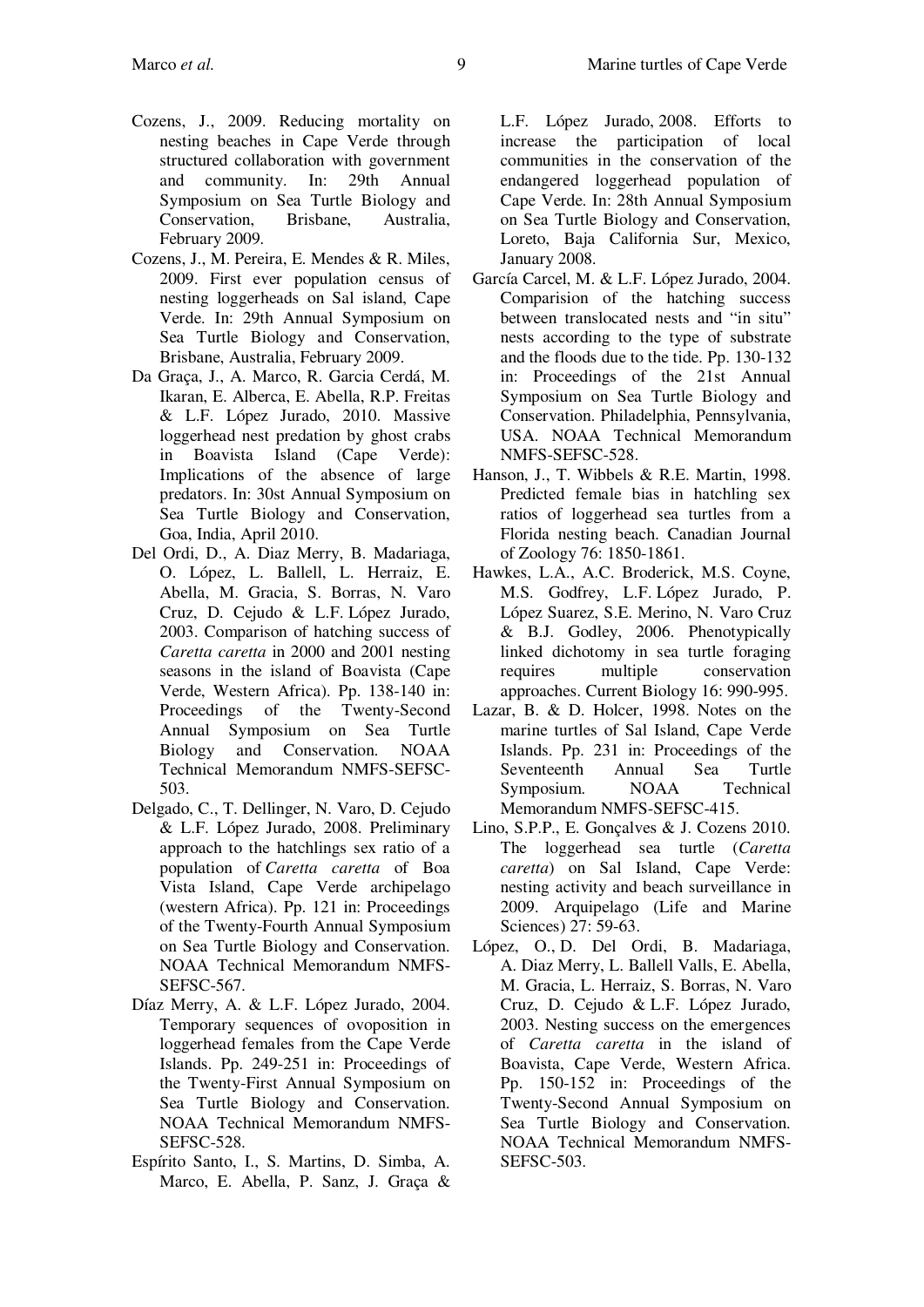Cozens, J., 2009. Reducing mortality on nesting beaches in Cape Verde through structured collaboration with government and community. In: 29th Annual Symposium on Sea Turtle Biology and Conservation, Brisbane, Australia, February 2009.

Cozens, J., M. Pereira, E. Mendes & R. Miles, 2009. First ever population census of nesting loggerheads on Sal island, Cape Verde. In: 29th Annual Symposium on Sea Turtle Biology and Conservation, Brisbane, Australia, February 2009.

Da Graça, J., A. Marco, R. Garcia Cerdá, M. Ikaran, E. Alberca, E. Abella, R.P. Freitas & L.F. López Jurado, 2010. Massive loggerhead nest predation by ghost crabs in Boavista Island (Cape Verde): Implications of the absence of large predators. In: 30st Annual Symposium on Sea Turtle Biology and Conservation, Goa, India, April 2010.

Del Ordi, D., A. Diaz Merry, B. Madariaga, O. López, L. Ballell, L. Herraiz, E. Abella, M. Gracia, S. Borras, N. Varo Cruz, D. Cejudo & L.F. López Jurado, 2003. Comparison of hatching success of *Caretta caretta* in 2000 and 2001 nesting seasons in the island of Boavista (Cape Verde, Western Africa). Pp. 138-140 in: Proceedings of the Twenty-Second Annual Symposium on Sea Turtle Biology and Conservation. NOAA Technical Memorandum NMFS-SEFSC-503.

Delgado, C., T. Dellinger, N. Varo, D. Cejudo & L.F. López Jurado, 2008. Preliminary approach to the hatchlings sex ratio of a population of *Caretta caretta* of Boa Vista Island, Cape Verde archipelago (western Africa). Pp. 121 in: Proceedings of the Twenty-Fourth Annual Symposium on Sea Turtle Biology and Conservation. NOAA Technical Memorandum NMFS-SEFSC-567.

Díaz Merry, A. & L.F. López Jurado, 2004. Temporary sequences of ovoposition in loggerhead females from the Cape Verde Islands. Pp. 249-251 in: Proceedings of the Twenty-First Annual Symposium on Sea Turtle Biology and Conservation. NOAA Technical Memorandum NMFS-SEFSC-528.

Espírito Santo, I., S. Martins, D. Simba, A. Marco, E. Abella, P. Sanz, J. Graça & L.F. López Jurado, 2008. Efforts to increase the participation of local communities in the conservation of the endangered loggerhead population of Cape Verde. In: 28th Annual Symposium on Sea Turtle Biology and Conservation, Loreto, Baja California Sur, Mexico, January 2008.

García Carcel, M. & L.F. López Jurado, 2004. Comparision of the hatching success between translocated nests and "in situ" nests according to the type of substrate and the floods due to the tide. Pp. 130-132 in: Proceedings of the 21st Annual Symposium on Sea Turtle Biology and Conservation. Philadelphia, Pennsylvania, USA. NOAA Technical Memorandum NMFS-SEFSC-528.

Hanson, J., T. Wibbels & R.E. Martin, 1998. Predicted female bias in hatchling sex ratios of loggerhead sea turtles from a Florida nesting beach. Canadian Journal of Zoology 76: 1850-1861.

Hawkes, L.A., A.C. Broderick, M.S. Coyne, M.S. Godfrey, L.F. López Jurado, P. López Suarez, S.E. Merino, N. Varo Cruz & B.J. Godley, 2006. Phenotypically linked dichotomy in sea turtle foraging requires multiple conservation approaches. Current Biology 16: 990-995.

Lazar, B. & D. Holcer, 1998. Notes on the marine turtles of Sal Island, Cape Verde Islands. Pp. 231 in: Proceedings of the Seventeenth Annual Sea Turtle Symposium. NOAA Technical Memorandum NMFS-SEFSC-415.

Lino, S.P.P., E. Gonçalves & J. Cozens 2010. The loggerhead sea turtle (*Caretta caretta*) on Sal Island, Cape Verde: nesting activity and beach surveillance in 2009. Arquipelago (Life and Marine Sciences) 27: 59-63.

López, O., D. Del Ordi, B. Madariaga, A. Diaz Merry, L. Ballell Valls, E. Abella, M. Gracia, L. Herraiz, S. Borras, N. Varo Cruz, D. Cejudo & L.F. López Jurado, 2003. Nesting success on the emergences of *Caretta caretta* in the island of Boavista, Cape Verde, Western Africa. Pp. 150-152 in: Proceedings of the Twenty-Second Annual Symposium on Sea Turtle Biology and Conservation. NOAA Technical Memorandum NMFS-SEFSC-503.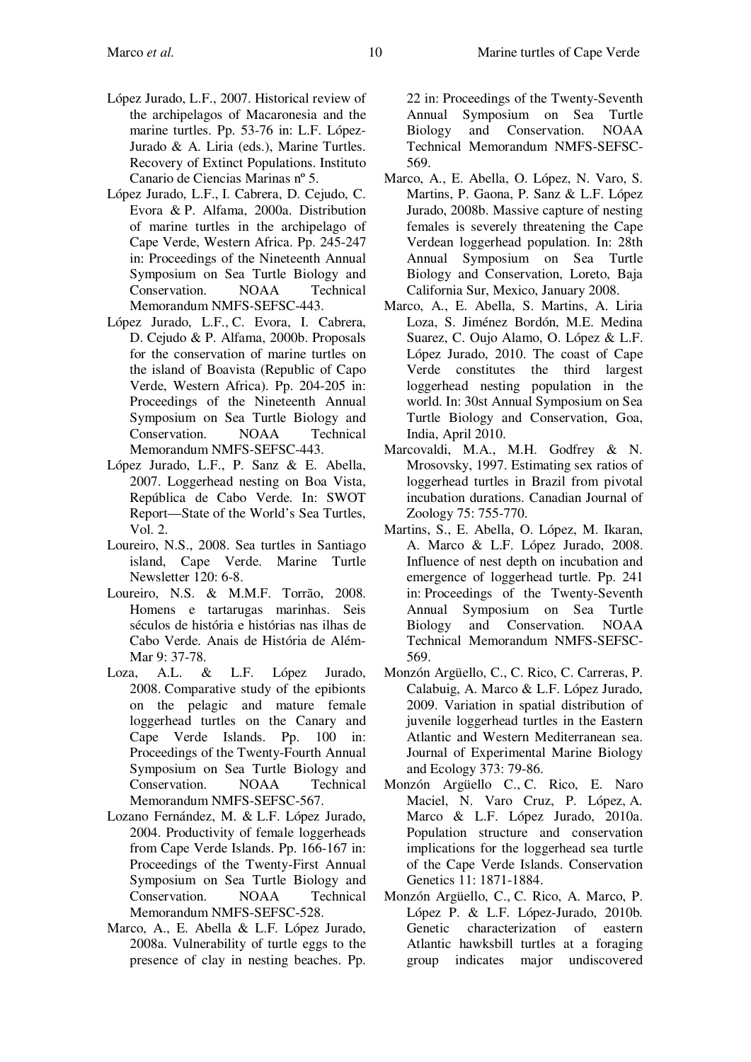López Jurado, L.F., 2007. Historical review of the archipelagos of Macaronesia and the marine turtles. Pp. 53-76 in: L.F. López-Jurado & A. Liria (eds.), Marine Turtles. Recovery of Extinct Populations. Instituto Canario de Ciencias Marinas nº 5.

López Jurado, L.F., I. Cabrera, D. Cejudo, C. Evora & P. Alfama, 2000a. Distribution of marine turtles in the archipelago of Cape Verde, Western Africa. Pp. 245-247 in: Proceedings of the Nineteenth Annual Symposium on Sea Turtle Biology and Conservation. NOAA Technical Memorandum NMFS-SEFSC-443.

López Jurado, L.F., C. Evora, I. Cabrera, D. Cejudo & P. Alfama, 2000b. Proposals for the conservation of marine turtles on the island of Boavista (Republic of Capo Verde, Western Africa). Pp. 204-205 in: Proceedings of the Nineteenth Annual Symposium on Sea Turtle Biology and Conservation. NOAA Technical Memorandum NMFS-SEFSC-443.

López Jurado, L.F., P. Sanz & E. Abella, 2007. Loggerhead nesting on Boa Vista, República de Cabo Verde. In: SWOT Report—State of the World's Sea Turtles, Vol. 2.

Loureiro, N.S., 2008. Sea turtles in Santiago island, Cape Verde. Marine Turtle Newsletter 120: 6-8.

Loureiro, N.S. & M.M.F. Torrão, 2008. Homens e tartarugas marinhas. Seis séculos de história e histórias nas ilhas de Cabo Verde. Anais de História de Além-Mar 9: 37-78.

Loza, A.L. & L.F. López Jurado, 2008. Comparative study of the epibionts on the pelagic and mature female loggerhead turtles on the Canary and Cape Verde Islands. Pp. 100 in: Proceedings of the Twenty-Fourth Annual Symposium on Sea Turtle Biology and Conservation. NOAA Technical Memorandum NMFS-SEFSC-567.

Lozano Fernández, M. & L.F. López Jurado, 2004. Productivity of female loggerheads from Cape Verde Islands. Pp. 166-167 in: Proceedings of the Twenty-First Annual Symposium on Sea Turtle Biology and Conservation. NOAA Technical Memorandum NMFS-SEFSC-528.

Marco, A., E. Abella & L.F. López Jurado, 2008a. Vulnerability of turtle eggs to the presence of clay in nesting beaches. Pp. 22 in: Proceedings of the Twenty-Seventh Annual Symposium on Sea Turtle Biology and Conservation. NOAA Technical Memorandum NMFS-SEFSC-569.

Marco, A., E. Abella, O. López, N. Varo, S. Martins, P. Gaona, P. Sanz & L.F. López Jurado, 2008b. Massive capture of nesting females is severely threatening the Cape Verdean loggerhead population. In: 28th Annual Symposium on Sea Turtle Biology and Conservation, Loreto, Baja California Sur, Mexico, January 2008.

Marco, A., E. Abella, S. Martins, A. Liria Loza, S. Jiménez Bordón, M.E. Medina Suarez, C. Oujo Alamo, O. López & L.F. López Jurado, 2010. The coast of Cape Verde constitutes the third largest loggerhead nesting population in the world. In: 30st Annual Symposium on Sea Turtle Biology and Conservation, Goa, India, April 2010.

Marcovaldi, M.A., M.H. Godfrey & N. Mrosovsky, 1997. Estimating sex ratios of loggerhead turtles in Brazil from pivotal incubation durations. Canadian Journal of Zoology 75: 755-770.

Martins, S., E. Abella, O. López, M. Ikaran, A. Marco & L.F. López Jurado, 2008. Influence of nest depth on incubation and emergence of loggerhead turtle. Pp. 241 in: Proceedings of the Twenty-Seventh Annual Symposium on Sea Turtle Biology and Conservation. NOAA Technical Memorandum NMFS-SEFSC-569.

Monzón Argüello, C., C. Rico, C. Carreras, P. Calabuig, A. Marco & L.F. López Jurado, 2009. Variation in spatial distribution of juvenile loggerhead turtles in the Eastern Atlantic and Western Mediterranean sea. Journal of Experimental Marine Biology and Ecology 373: 79-86.

Monzón Argüello C., C. Rico, E. Naro Maciel, N. Varo Cruz, P. López, A. Marco & L.F. López Jurado, 2010a. Population structure and conservation implications for the loggerhead sea turtle of the Cape Verde Islands. Conservation Genetics 11: 1871-1884.

Monzón Argüello, C., C. Rico, A. Marco, P. López P. & L.F. López-Jurado, 2010b. Genetic characterization of eastern Atlantic hawksbill turtles at a foraging group indicates major undiscovered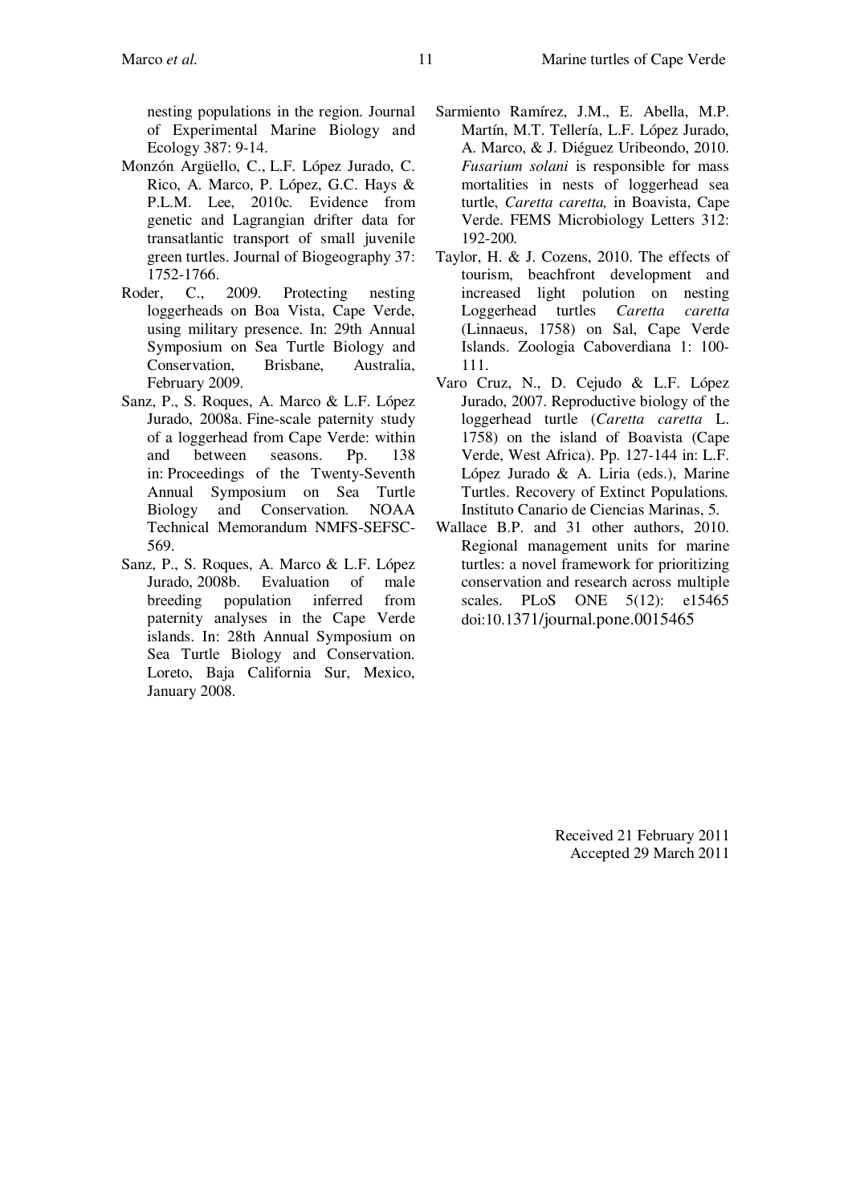nesting populations in the region. Journal of Experimental Marine Biology and Ecology 387: 9-14.

Monzón Argüello, C., L.F. López Jurado, C. Rico, A. Marco, P. López, G.C. Hays & P.L.M. Lee, 2010c. Evidence from genetic and Lagrangian drifter data for transatlantic transport of small juvenile green turtles. Journal of Biogeography 37: 1752-1766.

Roder, C., 2009. Protecting nesting loggerheads on Boa Vista, Cape Verde, using military presence. In: 29th Annual Symposium on Sea Turtle Biology and Conservation, Brisbane, Australia, February 2009.

Sanz, P., S. Roques, A. Marco & L.F. López Jurado, 2008a. Fine-scale paternity study of a loggerhead from Cape Verde: within and between seasons. Pp. 138 in: Proceedings of the Twenty-Seventh Annual Symposium on Sea Turtle Biology and Conservation. NOAA Technical Memorandum NMFS-SEFSC-569.

Sanz, P., S. Roques, A. Marco & L.F. López Jurado, 2008b. Evaluation of male breeding population inferred from paternity analyses in the Cape Verde islands. In: 28th Annual Symposium on Sea Turtle Biology and Conservation. Loreto, Baja California Sur, Mexico, January 2008.

Sarmiento Ramírez, J.M., E. Abella, M.P. Martín, M.T. Tellería, L.F. López Jurado, A. Marco, & J. Diéguez Uribeondo, 2010. *Fusarium solani* is responsible for mass mortalities in nests of loggerhead sea turtle, *Caretta caretta,* in Boavista, Cape Verde. FEMS Microbiology Letters 312: 192-200.

Taylor, H. & J. Cozens, 2010. The effects of tourism, beachfront development and increased light polution on nesting Loggerhead turtles *Caretta caretta* (Linnaeus, 1758) on Sal, Cape Verde Islands. Zoologia Caboverdiana 1: 100-111.

Varo Cruz, N., D. Cejudo & L.F. López Jurado, 2007. Reproductive biology of the loggerhead turtle (*Caretta caretta* L. 1758) on the island of Boavista (Cape Verde, West Africa). Pp. 127-144 in: L.F. López Jurado & A. Liria (eds.), Marine Turtles. Recovery of Extinct Populations. Instituto Canario de Ciencias Marinas, 5.

Wallace B.P. and 31 other authors, 2010. Regional management units for marine turtles: a novel framework for prioritizing conservation and research across multiple scales. PLoS ONE 5(12): e15465 doi:10.1371/journal.pone.0015465

Received 21 February 2011
Accepted 29 March 2011